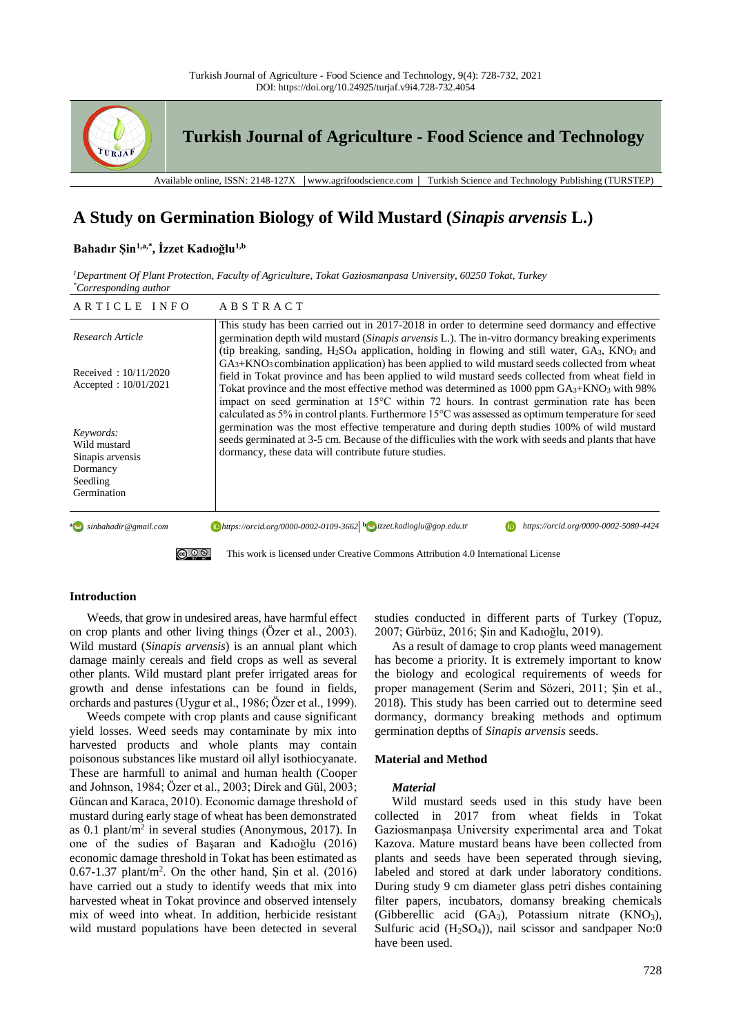# A Study on Germination Biology of Wild Mustard (*Sinapis arvensis* L.)

**Bahadır Şin[1,a,*], İzzet Kadıoğlu[1,b]**

*[1]Department Of Plant Protection, Faculty of Agriculture, Tokat Gaziosmanpasa University, 60250 Tokat, Turkey*
*[*]Corresponding author*

| ARTICLE INFO | ABSTRACT |
|---|---|
| *Research Article*<br><br>Received : 10/11/2020<br>Accepted : 10/01/2021<br><br>*Keywords:*<br>Wild mustard<br>Sinapis arvensis<br>Dormancy<br>Seedling<br>Germination | This study has been carried out in 2017-2018 in order to determine seed dormancy and effective germination depth wild mustard (*Sinapis arvensis* L.). The in-vitro dormancy breaking experiments (tip breaking, sanding, $H_2SO_4$ application, holding in flowing and still water, $GA_3$, $KNO_3$ and $GA_3$+$KNO_3$ combination application) has been applied to wild mustard seeds collected from wheat field in Tokat province and has been applied to wild mustard seeds collected from wheat field in Tokat province and the most effective method was determined as 1000 ppm $GA_3$+$KNO_3$ with 98% impact on seed germination at 15°C within 72 hours. In contrast germination rate has been calculated as 5% in control plants. Furthermore 15°C was assessed as optimum temperature for seed germination was the most effective temperature and during depth studies 100% of wild mustard seeds germinated at 3-5 cm. Because of the difficulies with the work with seeds and plants that have dormancy, these data will contribute future studies. |

[a] sinbahadir@gmail.com https://orcid.org/0000-0002-0109-3662 [b] izzet.kadioglu@gop.edu.tr https://orcid.org/0000-0002-5080-4424

This work is licensed under Creative Commons Attribution 4.0 International License

## Introduction

Weeds, that grow in undesired areas, have harmful effect on crop plants and other living things (Özer et al., 2003). Wild mustard (*Sinapis arvensis*) is an annual plant which damage mainly cereals and field crops as well as several other plants. Wild mustard plant prefer irrigated areas for growth and dense infestations can be found in fields, orchards and pastures (Uygur et al., 1986; Özer et al., 1999).

Weeds compete with crop plants and cause significant yield losses. Weed seeds may contaminate by mix into harvested products and whole plants may contain poisonous substances like mustard oil allyl isothiocyanate. These are harmfull to animal and human health (Cooper and Johnson, 1984; Özer et al., 2003; Direk and Gül, 2003; Güncan and Karaca, 2010). Economic damage threshold of mustard during early stage of wheat has been demonstrated as 0.1 plant/m$^2$ in several studies (Anonymous, 2017). In one of the sudies of Başaran and Kadıoğlu (2016) economic damage threshold in Tokat has been estimated as 0.67-1.37 plant/m$^2$. On the other hand, Şin et al. (2016) have carried out a study to identify weeds that mix into harvested wheat in Tokat province and observed intensely mix of weed into wheat. In addition, herbicide resistant wild mustard populations have been detected in several studies conducted in different parts of Turkey (Topuz, 2007; Gürbüz, 2016; Şin and Kadıoğlu, 2019).

As a result of damage to crop plants weed management has become a priority. It is extremely important to know the biology and ecological requirements of weeds for proper management (Serim and Sözeri, 2011; Şin et al., 2018). This study has been carried out to determine seed dormancy, dormancy breaking methods and optimum germination depths of *Sinapis arvensis* seeds.

## Material and Method

### *Material*

Wild mustard seeds used in this study have been collected in 2017 from wheat fields in Tokat Gaziosmanpaşa University experimental area and Tokat Kazova. Mature mustard beans have been collected from plants and seeds have been seperated through sieving, labeled and stored at dark under laboratory conditions. During study 9 cm diameter glass petri dishes containing filter papers, incubators, domansy breaking chemicals (Gibberellic acid ($GA_3$), Potassium nitrate ($KNO_3$), Sulfuric acid ($H_2SO_4$)), nail scissor and sandpaper No:0 have been used.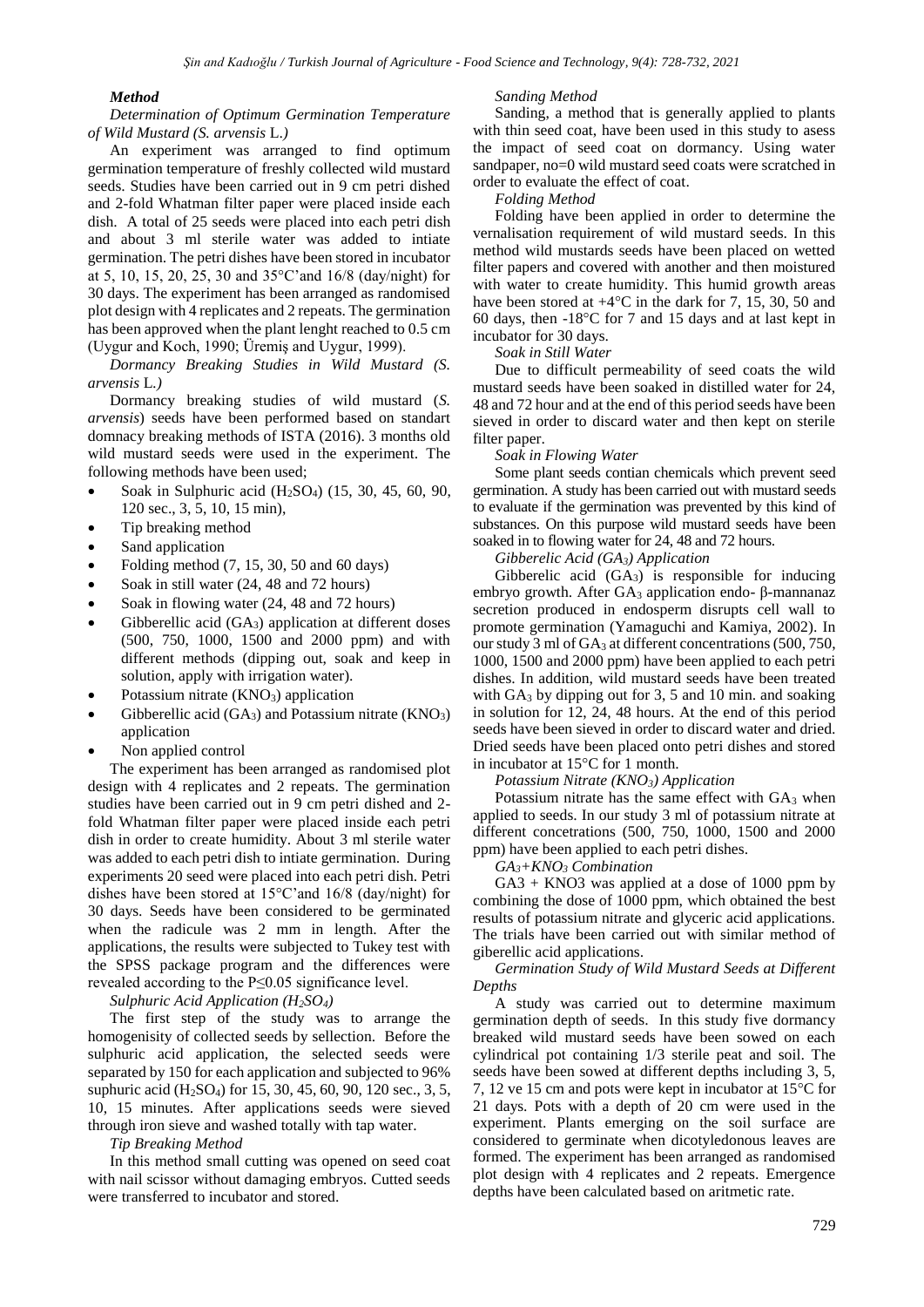### *Method*

*Determination of Optimum Germination Temperature of Wild Mustard (S. arvensis L.)*

An experiment was arranged to find optimum germination temperature of freshly collected wild mustard seeds. Studies have been carried out in 9 cm petri dished and 2-fold Whatman filter paper were placed inside each dish. A total of 25 seeds were placed into each petri dish and about 3 ml sterile water was added to intiate germination. The petri dishes have been stored in incubator at 5, 10, 15, 20, 25, 30 and 35°C'and 16/8 (day/night) for 30 days. The experiment has been arranged as randomised plot design with 4 replicates and 2 repeats. The germination has been approved when the plant lenght reached to 0.5 cm (Uygur and Koch, 1990; Üremiş and Uygur, 1999).

*Dormancy Breaking Studies in Wild Mustard (S. arvensis L.)*

Dormancy breaking studies of wild mustard (*S. arvensis*) seeds have been performed based on standart domnacy breaking methods of ISTA (2016). 3 months old wild mustard seeds were used in the experiment. The following methods have been used;

- Soak in Sulphuric acid ($H_2SO_4$) (15, 30, 45, 60, 90, 120 sec., 3, 5, 10, 15 min),
- Tip breaking method
- Sand application
- Folding method (7, 15, 30, 50 and 60 days)
- Soak in still water (24, 48 and 72 hours)
- Soak in flowing water (24, 48 and 72 hours)
- Gibberellic acid ($GA_3$) application at different doses (500, 750, 1000, 1500 and 2000 ppm) and with different methods (dipping out, soak and keep in solution, apply with irrigation water).
- Potassium nitrate ($KNO_3$) application
- Gibberellic acid ($GA_3$) and Potassium nitrate ($KNO_3$) application
- Non applied control

The experiment has been arranged as randomised plot design with 4 replicates and 2 repeats. The germination studies have been carried out in 9 cm petri dished and 2-fold Whatman filter paper were placed inside each petri dish in order to create humidity. About 3 ml sterile water was added to each petri dish to intiate germination. During experiments 20 seed were placed into each petri dish. Petri dishes have been stored at 15°C'and 16/8 (day/night) for 30 days. Seeds have been considered to be germinated when the radicule was 2 mm in length. After the applications, the results were subjected to Tukey test with the SPSS package program and the differences were revealed according to the $P \leq 0.05$ significance level.

*Sulphuric Acid Application ($H_2SO_4$)*

The first step of the study was to arrange the homogenisity of collected seeds by sellection. Before the sulphuric acid application, the selected seeds were separated by 150 for each application and subjected to 96% suphuric acid ($H_2SO_4$) for 15, 30, 45, 60, 90, 120 sec., 3, 5, 10, 15 minutes. After applications seeds were sieved through iron sieve and washed totally with tap water.

*Tip Breaking Method*

In this method small cutting was opened on seed coat with nail scissor without damaging embryos. Cutted seeds were transferred to incubator and stored.

*Sanding Method*

Sanding, a method that is generally applied to plants with thin seed coat, have been used in this study to asess the impact of seed coat on dormancy. Using water sandpaper, no=0 wild mustard seed coats were scratched in order to evaluate the effect of coat.

*Folding Method*

Folding have been applied in order to determine the vernalisation requirement of wild mustard seeds. In this method wild mustards seeds have been placed on wetted filter papers and covered with another and then moistured with water to create humidity. This humid growth areas have been stored at +4°C in the dark for 7, 15, 30, 50 and 60 days, then -18°C for 7 and 15 days and at last kept in incubator for 30 days.

*Soak in Still Water*

Due to difficult permeability of seed coats the wild mustard seeds have been soaked in distilled water for 24, 48 and 72 hour and at the end of this period seeds have been sieved in order to discard water and then kept on sterile filter paper.

*Soak in Flowing Water*

Some plant seeds contian chemicals which prevent seed germination. A study has been carried out with mustard seeds to evaluate if the germination was prevented by this kind of substances. On this purpose wild mustard seeds have been soaked in to flowing water for 24, 48 and 72 hours.

*Gibberelic Acid ($GA_3$) Application*

Gibberelic acid ($GA_3$) is responsible for inducing embryo growth. After $GA_3$ application endo- β-mannanaz secretion produced in endosperm disrupts cell wall to promote germination (Yamaguchi and Kamiya, 2002). In our study 3 ml of $GA_3$ at different concentrations (500, 750, 1000, 1500 and 2000 ppm) have been applied to each petri dishes. In addition, wild mustard seeds have been treated with $GA_3$ by dipping out for 3, 5 and 10 min. and soaking in solution for 12, 24, 48 hours. At the end of this period seeds have been sieved in order to discard water and dried. Dried seeds have been placed onto petri dishes and stored in incubator at 15°C for 1 month.

*Potassium Nitrate ($KNO_3$) Application*

Potassium nitrate has the same effect with $GA_3$ when applied to seeds. In our study 3 ml of potassium nitrate at different concetrations (500, 750, 1000, 1500 and 2000 ppm) have been applied to each petri dishes.

*$GA_3$+$KNO_3$ Combination*

$GA3$ + $KNO3$ was applied at a dose of 1000 ppm by combining the dose of 1000 ppm, which obtained the best results of potassium nitrate and glyceric acid applications. The trials have been carried out with similar method of giberellic acid applications.

*Germination Study of Wild Mustard Seeds at Different Depths*

A study was carried out to determine maximum germination depth of seeds. In this study five dormancy breaked wild mustard seeds have been sowed on each cylindrical pot containing 1/3 sterile peat and soil. The seeds have been sowed at different depths including 3, 5, 7, 12 ve 15 cm and pots were kept in incubator at 15°C for 21 days. Pots with a depth of 20 cm were used in the experiment. Plants emerging on the soil surface are considered to germinate when dicotyledonous leaves are formed. The experiment has been arranged as randomised plot design with 4 replicates and 2 repeats. Emergence depths have been calculated based on aritmetic rate.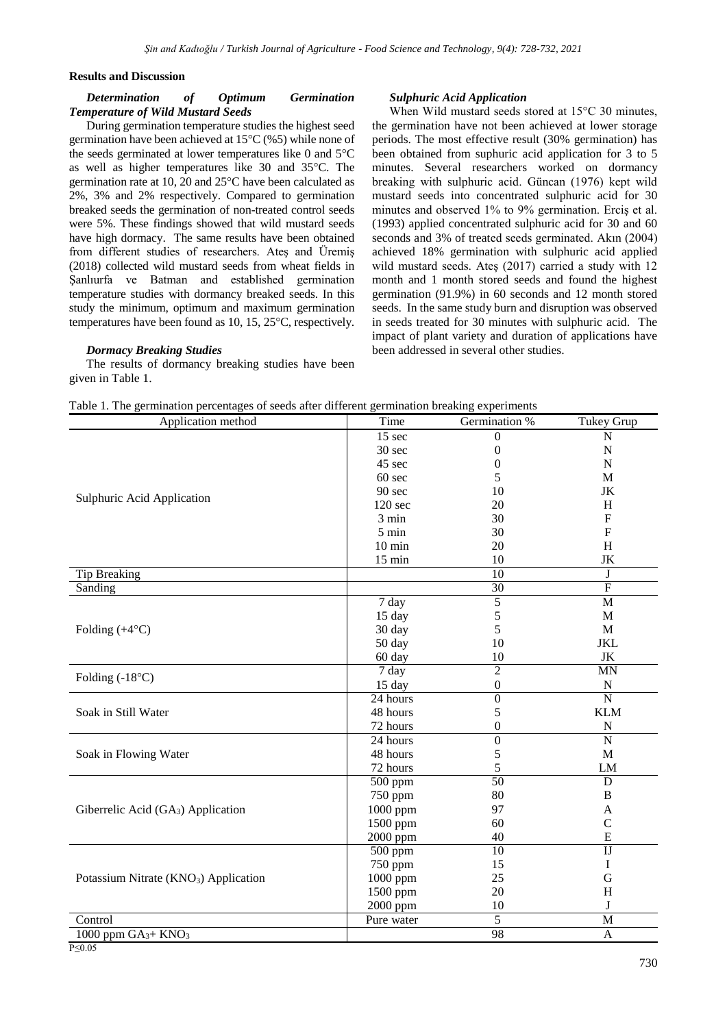## Results and Discussion

### *Determination of Optimum Germination Temperature of Wild Mustard Seeds*

During germination temperature studies the highest seed germination have been achieved at 15°C (%5) while none of the seeds germinated at lower temperatures like 0 and 5°C as well as higher temperatures like 30 and 35°C. The germination rate at 10, 20 and 25°C have been calculated as 2%, 3% and 2% respectively. Compared to germination breaked seeds the germination of non-treated control seeds were 5%. These findings showed that wild mustard seeds have high dormacy. The same results have been obtained from different studies of researchers. Ateş and Üremiş (2018) collected wild mustard seeds from wheat fields in Şanlıurfa ve Batman and established germination temperature studies with dormancy breaked seeds. In this study the minimum, optimum and maximum germination temperatures have been found as 10, 15, 25°C, respectively.

### *Dormacy Breaking Studies*

The results of dormancy breaking studies have been given in Table 1.

### *Sulphuric Acid Application*

When Wild mustard seeds stored at 15°C 30 minutes, the germination have not been achieved at lower storage periods. The most effective result (30% germination) has been obtained from suphuric acid application for 3 to 5 minutes. Several researchers worked on dormancy breaking with sulphuric acid. Güncan (1976) kept wild mustard seeds into concentrated sulphuric acid for 30 minutes and observed 1% to 9% germination. Erciş et al. (1993) applied concentrated sulphuric acid for 30 and 60 seconds and 3% of treated seeds germinated. Akın (2004) achieved 18% germination with sulphuric acid applied wild mustard seeds. Ateş (2017) carried a study with 12 month and 1 month stored seeds and found the highest germination (91.9%) in 60 seconds and 12 month stored seeds. In the same study burn and disruption was observed in seeds treated for 30 minutes with sulphuric acid. The impact of plant variety and duration of applications have been addressed in several other studies.

Table 1. The germination percentages of seeds after different germination breaking experiments

| Application method | Time | Germination % | Tukey Grup |
|---|---|---|---|
| Sulphuric Acid Application | 15 sec | 0 | N |
| | 30 sec | 0 | N |
| | 45 sec | 0 | N |
| | 60 sec | 5 | M |
| | 90 sec | 10 | JK |
| | 120 sec | 20 | H |
| | 3 min | 30 | F |
| | 5 min | 30 | F |
| | 10 min | 20 | H |
| | 15 min | 10 | JK |
| Tip Breaking | | 10 | J |
| Sanding | | 30 | F |
| Folding (+4°C) | 7 day | 5 | M |
| | 15 day | 5 | M |
| | 30 day | 5 | M |
| | 50 day | 10 | JKL |
| | 60 day | 10 | JK |
| Folding (-18°C) | 7 day | 2 | MN |
| | 15 day | 0 | N |
| Soak in Still Water | 24 hours | 0 | N |
| | 48 hours | 5 | KLM |
| | 72 hours | 0 | N |
| Soak in Flowing Water | 24 hours | 0 | N |
| | 48 hours | 5 | M |
| | 72 hours | 5 | LM |
| Giberrelic Acid ($GA_3$) Application | 500 ppm | 50 | D |
| | 750 ppm | 80 | B |
| | 1000 ppm | 97 | A |
| | 1500 ppm | 60 | C |
| | 2000 ppm | 40 | E |
| Potassium Nitrate ($KNO_3$) Application | 500 ppm | 10 | IJ |
| | 750 ppm | 15 | I |
| | 1000 ppm | 25 | G |
| | 1500 ppm | 20 | H |
| | 2000 ppm | 10 | J |
| Control | Pure water | 5 | M |
| 1000 ppm $GA_3$+ $KNO_3$ | | 98 | A |

$P \leq 0.05$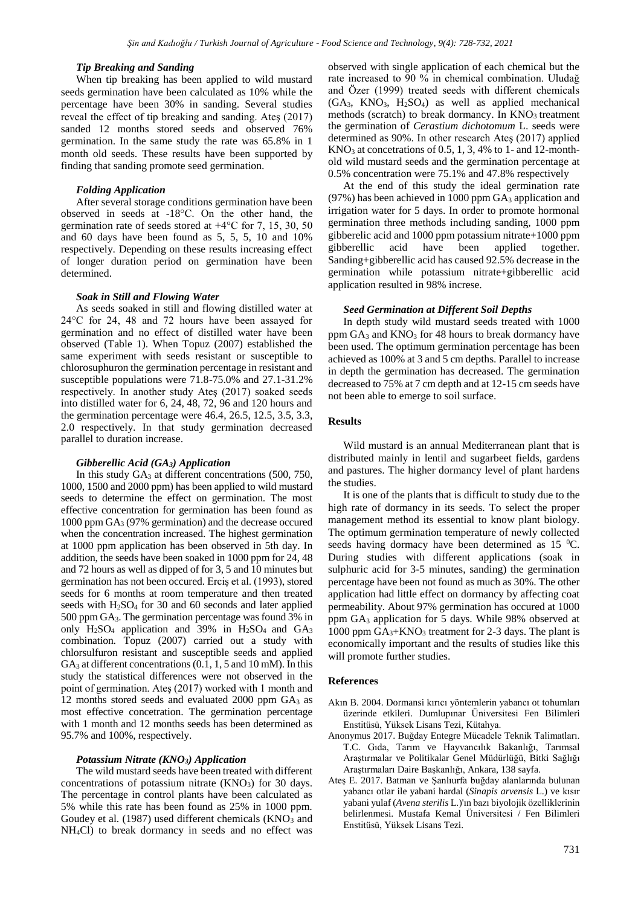### *Tip Breaking and Sanding*

When tip breaking has been applied to wild mustard seeds germination have been calculated as 10% while the percentage have been 30% in sanding. Several studies reveal the effect of tip breaking and sanding. Ateş (2017) sanded 12 months stored seeds and observed 76% germination. In the same study the rate was 65.8% in 1 month old seeds. These results have been supported by finding that sanding promote seed germination.

### *Folding Application*

After several storage conditions germination have been observed in seeds at -18°C. On the other hand, the germination rate of seeds stored at +4°C for 7, 15, 30, 50 and 60 days have been found as 5, 5, 5, 10 and 10% respectively. Depending on these results increasing effect of longer duration period on germination have been determined.

### *Soak in Still and Flowing Water*

As seeds soaked in still and flowing distilled water at 24°C for 24, 48 and 72 hours have been assayed for germination and no effect of distilled water have been observed (Table 1). When Topuz (2007) established the same experiment with seeds resistant or susceptible to chlorosuphuron the germination percentage in resistant and susceptible populations were 71.8-75.0% and 27.1-31.2% respectively. In another study Ateş (2017) soaked seeds into distilled water for 6, 24, 48, 72, 96 and 120 hours and the germination percentage were 46.4, 26.5, 12.5, 3.5, 3.3, 2.0 respectively. In that study germination decreased parallel to duration increase.

### *Gibberellic Acid ($GA_3$) Application*

In this study $GA_3$ at different concentrations (500, 750, 1000, 1500 and 2000 ppm) has been applied to wild mustard seeds to determine the effect on germination. The most effective concentration for germination has been found as 1000 ppm $GA_3$ (97% germination) and the decrease occured when the concentration increased. The highest germination at 1000 ppm application has been observed in 5th day. In addition, the seeds have been soaked in 1000 ppm for 24, 48 and 72 hours as well as dipped of for 3, 5 and 10 minutes but germination has not been occured. Erciş et al. (1993), stored seeds for 6 months at room temperature and then treated seeds with $H_2SO_4$ for 30 and 60 seconds and later applied 500 ppm $GA_3$. The germination percentage was found 3% in only $H_2SO_4$ application and 39% in $H_2SO_4$ and $GA_3$ combination. Topuz (2007) carried out a study with chlorsulfuron resistant and susceptible seeds and applied $GA_3$ at different concentrations (0.1, 1, 5 and 10 mM). In this study the statistical differences were not observed in the point of germination. Ateş (2017) worked with 1 month and 12 months stored seeds and evaluated 2000 ppm $GA_3$ as most effective concetration. The germination percentage with 1 month and 12 months seeds has been determined as 95.7% and 100%, respectively.

### *Potassium Nitrate ($KNO_3$) Application*

The wild mustard seeds have been treated with different concentrations of potassium nitrate ($KNO_3$) for 30 days. The percentage in control plants have been calculated as 5% while this rate has been found as 25% in 1000 ppm. Goudey et al. (1987) used different chemicals ($KNO_3$ and $NH_4Cl$) to break dormancy in seeds and no effect was observed with single application of each chemical but the rate increased to 90 % in chemical combination. Uludağ and Özer (1999) treated seeds with different chemicals ($GA_3$, $KNO_3$, $H_2SO_4$) as well as applied mechanical methods (scratch) to break dormancy. In $KNO_3$ treatment the germination of *Cerastium dichotomum* L. seeds were determined as 90%. In other research Ateş (2017) applied $KNO_3$ at concetrations of 0.5, 1, 3, 4% to 1- and 12-month-old wild mustard seeds and the germination percentage at 0.5% concentration were 75.1% and 47.8% respectively

At the end of this study the ideal germination rate (97%) has been achieved in 1000 ppm $GA_3$ application and irrigation water for 5 days. In order to promote hormonal germination three methods including sanding, 1000 ppm gibberelic acid and 1000 ppm potassium nitrate+1000 ppm gibberellic acid have been applied together. Sanding+gibberellic acid has caused 92.5% decrease in the germination while potassium nitrate+gibberellic acid application resulted in 98% increse.

### *Seed Germination at Different Soil Depths*

In depth study wild mustard seeds treated with 1000 ppm $GA_3$ and $KNO_3$ for 48 hours to break dormancy have been used. The optimum germination percentage has been achieved as 100% at 3 and 5 cm depths. Parallel to increase in depth the germination has decreased. The germination decreased to 75% at 7 cm depth and at 12-15 cm seeds have not been able to emerge to soil surface.

## Results

Wild mustard is an annual Mediterranean plant that is distributed mainly in lentil and sugarbeet fields, gardens and pastures. The higher dormancy level of plant hardens the studies.

It is one of the plants that is difficult to study due to the high rate of dormancy in its seeds. To select the proper management method its essential to know plant biology. The optimum germination temperature of newly collected seeds having dormancy have been determined as 15 $^{0}C$. During studies with different applications (soak in sulphuric acid for 3-5 minutes, sanding) the germination percentage have been not found as much as 30%. The other application had little effect on dormancy by affecting coat permeability. About 97% germination has occured at 1000 ppm $GA_3$ application for 5 days. While 98% observed at 1000 ppm $GA_3$+$KNO_3$ treatment for 2-3 days. The plant is economically important and the results of studies like this will promote further studies.

## References

Akın B. 2004. Dormansi kırıcı yöntemlerin yabancı ot tohumları üzerinde etkileri. Dumlupınar Üniversitesi Fen Bilimleri Enstitüsü, Yüksek Lisans Tezi, Kütahya.

Anonymus 2017. Buğday Entegre Mücadele Teknik Talimatları. T.C. Gıda, Tarım ve Hayvancılık Bakanlığı, Tarımsal Araştırmalar ve Politikalar Genel Müdürlüğü, Bitki Sağlığı Araştırmaları Daire Başkanlığı, Ankara, 138 sayfa.

Ateş E. 2017. Batman ve Şanlıurfa buğday alanlarında bulunan yabancı otlar ile yabani hardal (*Sinapis arvensis* L.) ve kısır yabani yulaf (*Avena sterilis* L.)'ın bazı biyolojik özelliklerinin belirlenmesi. Mustafa Kemal Üniversitesi / Fen Bilimleri Enstitüsü, Yüksek Lisans Tezi.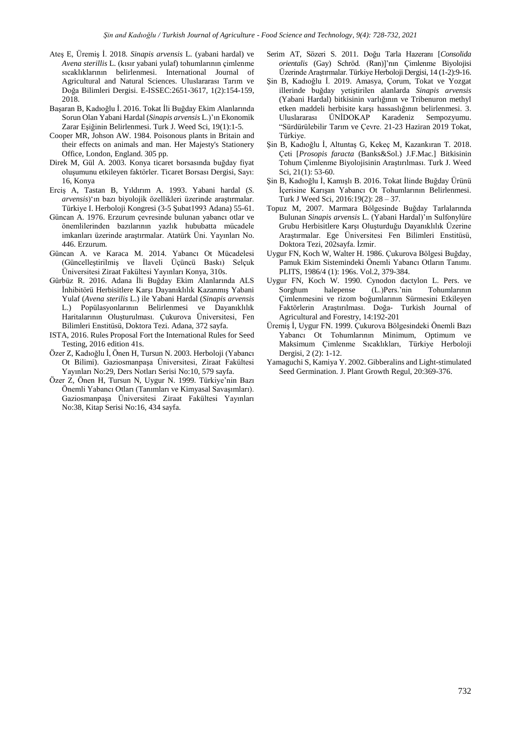Ateş E, Üremiş İ. 2018. *Sinapis arvensis* L. (yabani hardal) ve *Avena sterillis* L. (kısır yabani yulaf) tohumlarının çimlenme sıcaklıklarının belirlenmesi. International Journal of Agricultural and Natural Sciences. Uluslararası Tarım ve Doğa Bilimleri Dergisi. E-ISSEC:2651-3617, 1(2):154-159, 2018.

Başaran B, Kadıoğlu İ. 2016. Tokat İli Buğday Ekim Alanlarında Sorun Olan Yabani Hardal (*Sinapis arvensis* L.)'ın Ekonomik Zarar Eşiğinin Belirlenmesi. Turk J. Weed Sci, 19(1):1-5.

Cooper MR, Johson AW. 1984. Poisonous plants in Britain and their effects on animals and man. Her Majesty's Stationery Office, London, England. 305 pp.

Direk M, Gül A. 2003. Konya ticaret borsasında buğday fiyat oluşumunu etkileyen faktörler. Ticaret Borsası Dergisi, Sayı: 16, Konya

Erciş A, Tastan B, Yıldırım A. 1993. Yabani hardal (*S. arvensis*)'ın bazı biyolojik özellikleri üzerinde araştırmalar. Türkiye I. Herboloji Kongresi (3-5 Şubat1993 Adana) 55-61.

Güncan A. 1976. Erzurum çevresinde bulunan yabancı otlar ve önemlilerinden bazılarının yazlık hububatta mücadele imkanları üzerinde araştırmalar. Atatürk Üni. Yayınları No. 446. Erzurum.

Güncan A. ve Karaca M. 2014. Yabancı Ot Mücadelesi (Güncelleştirilmiş ve İlaveli Üçüncü Baskı) Selçuk Üniversitesi Ziraat Fakültesi Yayınları Konya, 310s.

Gürbüz R. 2016. Adana İli Buğday Ekim Alanlarında ALS İnhibitörü Herbisitlere Karşı Dayanıklılık Kazanmış Yabani Yulaf (*Avena sterilis* L.) ile Yabani Hardal (*Sinapis arvensis* L.) Popülasyonlarının Belirlenmesi ve Dayanıklılık Haritalarının Oluşturulması. Çukurova Üniversitesi, Fen Bilimleri Enstitüsü, Doktora Tezi. Adana, 372 sayfa.

ISTA, 2016. Rules Proposal Fort the International Rules for Seed Testing, 2016 edition 41s.

Özer Z, Kadıoğlu İ, Önen H, Tursun N. 2003. Herboloji (Yabancı Ot Bilimi). Gaziosmanpaşa Üniversitesi, Ziraat Fakültesi Yayınları No:29, Ders Notları Serisi No:10, 579 sayfa.

Özer Z, Önen H, Tursun N, Uygur N. 1999. Türkiye'nin Bazı Önemli Yabancı Otları (Tanımları ve Kimyasal Savaşımları). Gaziosmanpaşa Üniversitesi Ziraat Fakültesi Yayınları No:38, Kitap Serisi No:16, 434 sayfa.

Serim AT, Sözeri S. 2011. Doğu Tarla Hazeranı [*Consolida orientalis* (Gay) Schröd. (Ran)]'nın Çimlenme Biyolojisi Üzerinde Araştırmalar. Türkiye Herboloji Dergisi, 14 (1-2):9-16.

Şin B, Kadıoğlu İ. 2019. Amasya, Çorum, Tokat ve Yozgat illerinde buğday yetiştirilen alanlarda *Sinapis arvensis* (Yabani Hardal) bitkisinin varlığının ve Tribenuron methyl etken maddeli herbisite karşı hassaslığının belirlenmesi. 3. Uluslararası ÜNİDOKAP Karadeniz Sempozyumu. "Sürdürülebilir Tarım ve Çevre. 21-23 Haziran 2019 Tokat, Türkiye.

Şin B, Kadıoğlu İ, Altuntaş G, Kekeç M, Kazankıran T. 2018. Çeti [*Prosopis faracta* (Banks&Sol.) J.F.Mac.] Bitkisinin Tohum Çimlenme Biyolojisinin Araştırılması. Turk J. Weed Sci, 21(1): 53-60.

Şin B, Kadıoğlu İ, Kamışlı B. 2016. Tokat İlinde Buğday Ürünü İçerisine Karışan Yabancı Ot Tohumlarının Belirlenmesi. Turk J Weed Sci, 2016:19(2): 28 – 37.

Topuz M, 2007. Marmara Bölgesinde Buğday Tarlalarında Bulunan *Sinapis arvensis* L. (Yabani Hardal)'ın Sulfonylüre Grubu Herbisitlere Karşı Oluşturduğu Dayanıklılık Üzerine Araştırmalar. Ege Üniversitesi Fen Bilimleri Enstitüsü, Doktora Tezi, 202sayfa. İzmir.

Uygur FN, Koch W, Walter H. 1986. Çukurova Bölgesi Buğday, Pamuk Ekim Sistemindeki Önemli Yabancı Otların Tanımı. PLITS, 1986/4 (1): 196s. Vol.2, 379-384.

Uygur FN, Koch W. 1990. Cynodon dactylon L. Pers. ve Sorghum halepense (L.)Pers.'nin Tohumlarının Çimlenmesini ve rizom boğumlarının Sürmesini Etkileyen Faktörlerin Araştırılması. Doğa- Turkish Journal of Agricultural and Forestry, 14:192-201

Üremiş İ, Uygur FN. 1999. Çukurova Bölgesindeki Önemli Bazı Yabancı Ot Tohumlarının Minimum, Optimum ve Maksimum Çimlenme Sıcaklıkları, Türkiye Herboloji Dergisi, 2 (2): 1-12.

Yamaguchi S, Kamiya Y. 2002. Gibberalins and Light-stimulated Seed Germination. J. Plant Growth Regul, 20:369-376.